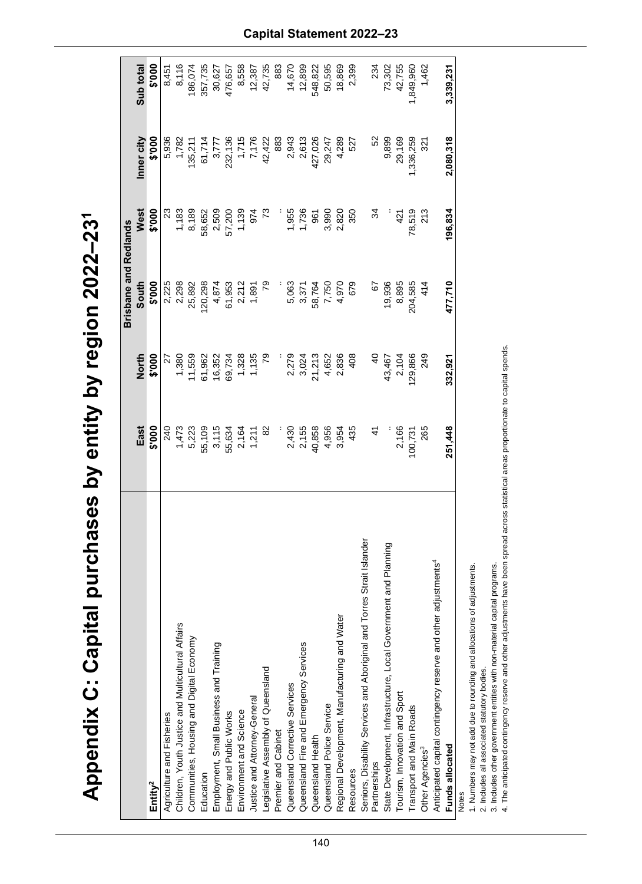# Appendix C: Capital purchases by entity by region 2022–23[1]

| Entity[2] | Brisbane and Redlands | | | | | |
|---|---|---|---|---|---|---|
| | East | North | South | West | Inner city | Sub total |
| | $'000 | $'000 | $'000 | $'000 | $'000 | $'000 |
| Agriculture and Fisheries | 240 | 27 | 2,225 | 23 | 5,936 | 8,451 |
| Children, Youth Justice and Multicultural Affairs | 1,473 | 1,380 | 2,298 | 1,183 | 1,782 | 8,116 |
| Communities, Housing and Digital Economy | 5,223 | 11,559 | 25,892 | 8,189 | 135,211 | 186,074 |
| Education | 55,109 | 61,962 | 120,298 | 58,652 | 61,714 | 357,735 |
| Employment, Small Business and Training | 3,115 | 16,352 | 4,874 | 2,509 | 3,777 | 30,627 |
| Energy and Public Works | 55,634 | 69,734 | 61,953 | 57,200 | 232,136 | 476,657 |
| Environment and Science | 2,164 | 1,328 | 2,212 | 1,139 | 1,715 | 8,558 |
| Justice and Attorney-General | 1,211 | 1,135 | 1,891 | 974 | 7,176 | 12,387 |
| Legislative Assembly of Queensland | 82 | 79 | 79 | 73 | 42,422 | 42,735 |
| Premier and Cabinet | .. | .. | .. | .. | 883 | 883 |
| Queensland Corrective Services | 2,430 | 2,279 | 5,063 | 1,955 | 2,943 | 14,670 |
| Queensland Fire and Emergency Services | 2,155 | 3,024 | 3,371 | 1,736 | 2,613 | 12,899 |
| Queensland Health | 40,858 | 21,213 | 58,764 | 961 | 427,026 | 548,822 |
| Queensland Police Service | 4,956 | 4,652 | 7,750 | 3,990 | 29,247 | 50,595 |
| Regional Development, Manufacturing and Water | 3,954 | 2,836 | 4,970 | 2,820 | 4,289 | 18,869 |
| Resources | 435 | 408 | 679 | 350 | 527 | 2,399 |
| Seniors, Disability Services and Aboriginal and Torres Strait Islander Partnerships | 41 | 40 | 67 | 34 | 52 | 234 |
| State Development, Infrastructure, Local Government and Planning | .. | 43,467 | 19,936 | .. | 9,899 | 73,302 |
| Tourism, Innovation and Sport | 2,166 | 2,104 | 8,895 | 421 | 29,169 | 42,755 |
| Transport and Main Roads | 100,731 | 129,866 | 204,585 | 78,519 | 1,336,259 | 1,849,960 |
| Other Agencies[3] | 265 | 249 | 414 | 213 | 321 | 1,462 |
| Anticipated capital contingency reserve and other adjustments[4] | | | | | | |
| **Funds allocated** | **251,448** | **332,921** | **477,710** | **196,834** | **2,080,318** | **3,339,231** |

Notes

1. Numbers may not add due to rounding and allocations of adjustments.
2. Includes all associated statutory bodies.
3. Includes other government entities with non-material capital programs.
4. The anticipated contingency reserve and other adjustments have been spread across statistical areas proportionate to capital spends.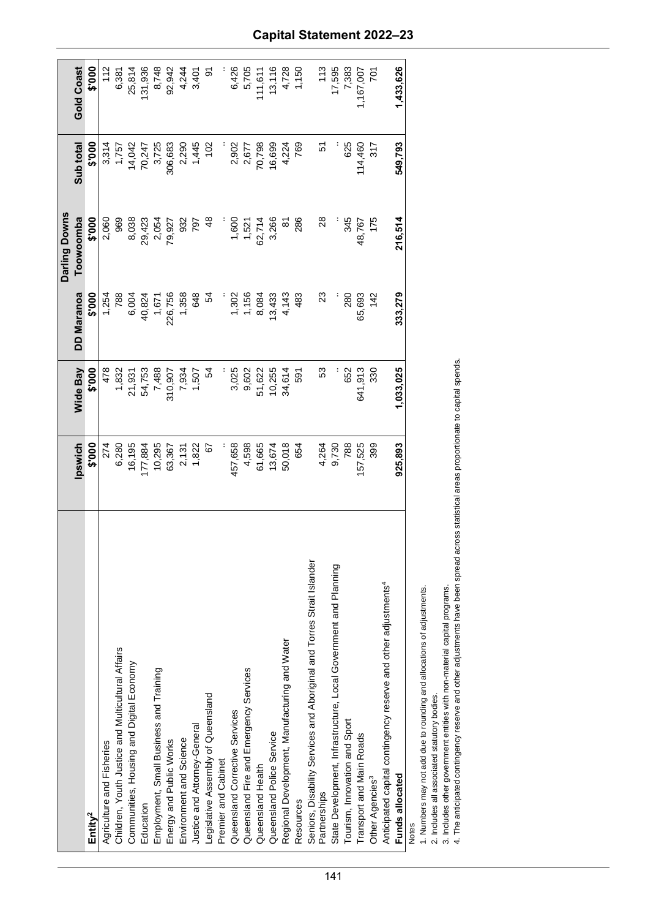| Entity[2] | Ipswich $'000 | Wide Bay $'000 | DD Maranoa $'000 | Darling Downs Toowoomba $'000 | Sub total $'000 | Gold Coast $'000 |
|---|---|---|---|---|---|---|
| Agriculture and Fisheries | 274 | 478 | 1,254 | 2,060 | 3,314 | 112 |
| Children, Youth Justice and Multicultural Affairs | 6,280 | 1,832 | 788 | 969 | 1,757 | 6,381 |
| Communities, Housing and Digital Economy | 16,195 | 21,931 | 6,004 | 8,038 | 14,042 | 25,814 |
| Education | 177,884 | 54,753 | 40,824 | 29,423 | 70,247 | 131,936 |
| Employment, Small Business and Training | 10,295 | 7,488 | 1,671 | 2,054 | 3,725 | 8,748 |
| Energy and Public Works | 63,367 | 310,907 | 226,756 | 79,927 | 306,683 | 92,942 |
| Environment and Science | 2,131 | 7,934 | 1,358 | 932 | 2,290 | 4,244 |
| Justice and Attorney-General | 1,822 | 1,507 | 648 | 797 | 1,445 | 3,401 |
| Legislative Assembly of Queensland | 67 | 54 | 54 | 48 | 102 | 91 |
| Premier and Cabinet | .. | .. | .. | .. | .. | .. |
| Queensland Corrective Services | 457,658 | 3,025 | 1,302 | 1,600 | 2,902 | 6,426 |
| Queensland Fire and Emergency Services | 4,598 | 9,602 | 1,156 | 1,521 | 2,677 | 5,705 |
| Queensland Health | 61,665 | 51,622 | 8,084 | 62,714 | 70,798 | 111,611 |
| Queensland Police Service | 13,674 | 10,255 | 13,433 | 3,266 | 16,699 | 13,116 |
| Regional Development, Manufacturing and Water | 50,018 | 34,614 | 4,143 | 81 | 4,224 | 4,728 |
| Resources | 654 | 591 | 483 | 286 | 769 | 1,150 |
| Seniors, Disability Services and Aboriginal and Torres Strait Islander Partnerships | 4,264 | 53 | 23 | 28 | 51 | 113 |
| State Development, Infrastructure, Local Government and Planning | 9,730 | .. | .. | .. | .. | 17,595 |
| Tourism, Innovation and Sport | 788 | 652 | 280 | 345 | 625 | 7,383 |
| Transport and Main Roads | 157,525 | 641,913 | 65,693 | 48,767 | 114,460 | 1,167,007 |
| Other Agencies[3] | 399 | 330 | 142 | 175 | 317 | 701 |
| Anticipated capital contingency reserve and other adjustments[4] | | | | | | |
| **Funds allocated** | **925,893** | **1,033,025** | **333,279** | **216,514** | **549,793** | **1,433,626** |

Notes

1. Numbers may not add due to rounding and allocations of adjustments.
2. Includes all associated statutory bodies.
3. Includes other government entities with non-material capital programs.
4. The anticipated contingency reserve and other adjustments have been spread across statistical areas proportionate to capital spends.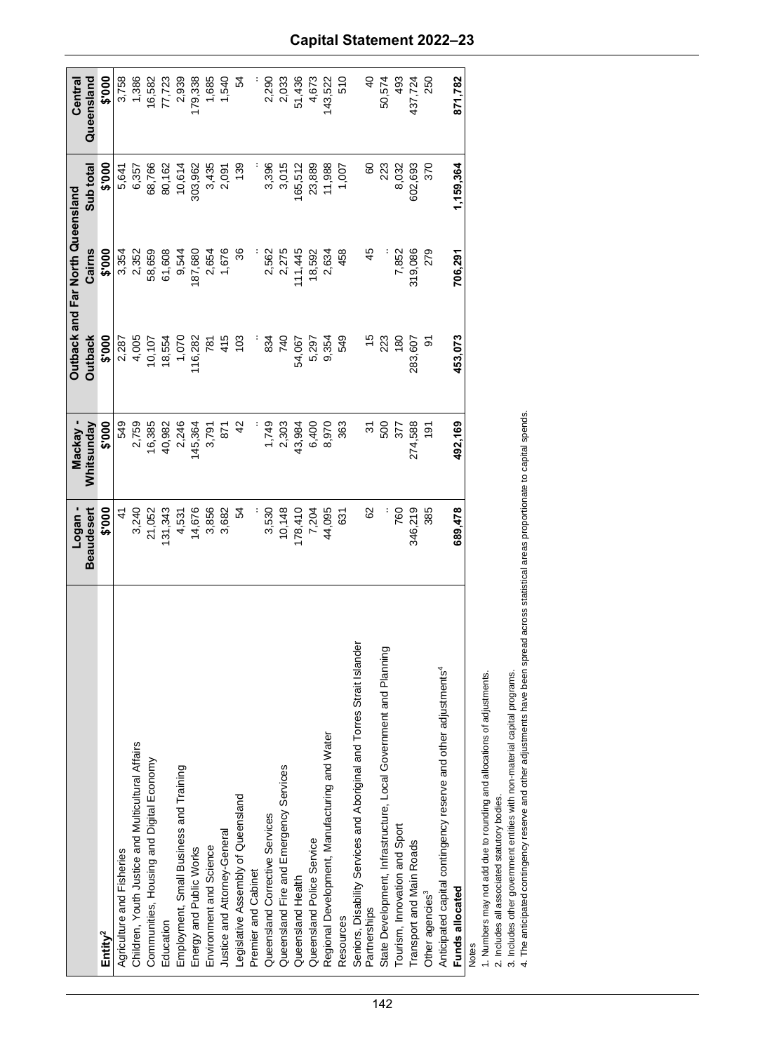| Entity[2] | Logan - Beaudesert | Mackay - Whitsunday | Outback and Far North Queensland | | | Central Queensland |
|---|---|---|---|---|---|---|
| | | | Outback | Cairns | Sub total | |
| | $'000 | $'000 | $'000 | $'000 | $'000 | $'000 |
| Agriculture and Fisheries | 41 | 549 | 2,287 | 3,354 | 5,641 | 3,758 |
| Children, Youth Justice and Multicultural Affairs | 3,240 | 2,759 | 4,005 | 2,352 | 6,357 | 1,386 |
| Communities, Housing and Digital Economy | 21,052 | 16,385 | 10,107 | 58,659 | 68,766 | 16,582 |
| Education | 131,343 | 40,982 | 18,554 | 61,608 | 80,162 | 77,723 |
| Employment, Small Business and Training | 4,531 | 2,246 | 1,070 | 9,544 | 10,614 | 2,939 |
| Energy and Public Works | 14,676 | 145,364 | 116,282 | 187,680 | 303,962 | 179,338 |
| Environment and Science | 3,856 | 3,791 | 781 | 2,654 | 3,435 | 1,685 |
| Justice and Attorney-General | 3,682 | 871 | 415 | 1,676 | 2,091 | 1,540 |
| Legislative Assembly of Queensland | 54 | 42 | 103 | 36 | 139 | 54 |
| Premier and Cabinet | .. | .. | .. | .. | .. | .. |
| Queensland Corrective Services | 3,530 | 1,749 | 834 | 2,562 | 3,396 | 2,290 |
| Queensland Fire and Emergency Services | 10,148 | 2,303 | 740 | 2,275 | 3,015 | 2,033 |
| Queensland Health | 178,410 | 43,984 | 54,067 | 111,445 | 165,512 | 51,436 |
| Queensland Police Service | 7,204 | 6,400 | 5,297 | 18,592 | 23,889 | 4,673 |
| Regional Development, Manufacturing and Water | 44,095 | 8,970 | 9,354 | 2,634 | 11,988 | 143,522 |
| Resources | 631 | 363 | 549 | 458 | 1,007 | 510 |
| Seniors, Disability Services and Aboriginal and Torres Strait Islander Partnerships | 62 | 31 | 15 | 45 | 60 | 40 |
| State Development, Infrastructure, Local Government and Planning | .. | 500 | 223 | .. | 223 | 50,574 |
| Tourism, Innovation and Sport | 760 | 377 | 180 | 7,852 | 8,032 | 493 |
| Transport and Main Roads | 346,219 | 274,588 | 283,607 | 319,086 | 602,693 | 437,724 |
| Other agencies[3] | 385 | 191 | 91 | 279 | 370 | 250 |
| Anticipated capital contingency reserve and other adjustments[4] | | | | | | |
| **Funds allocated** | **689,478** | **492,169** | **453,073** | **706,291** | **1,159,364** | **871,782** |

Notes
1. Numbers may not add due to rounding and allocations of adjustments.
2. Includes all associated statutory bodies.
3. Includes other government entities with non-material capital programs.
4. The anticipated contingency reserve and other adjustments have been spread across statistical areas proportionate to capital spends.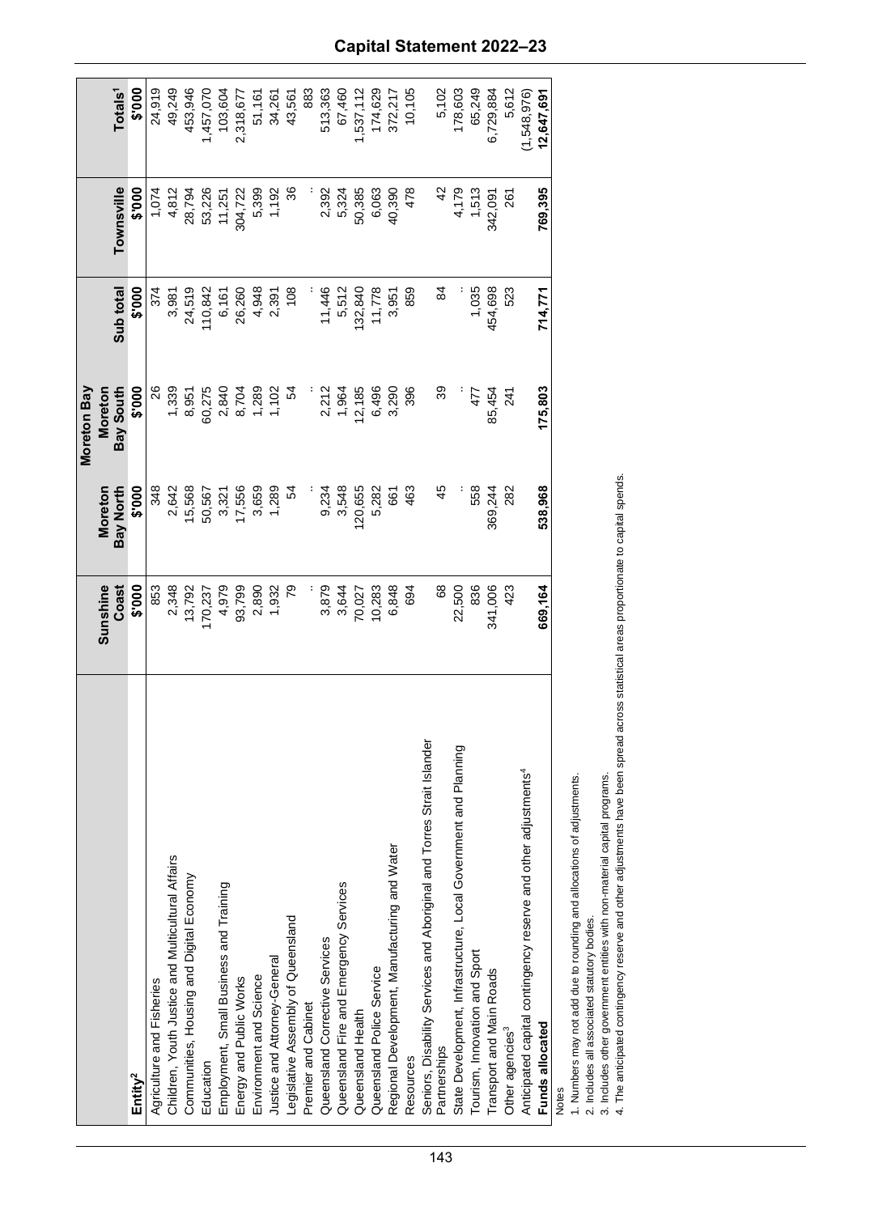| Entity[2] | Sunshine Coast $'000 | Moreton Bay North $'000 | Moreton Bay Moreton Bay South $'000 | Sub total $'000 | Townsville $'000 | Totals[1] $'000 |
|---|---|---|---|---|---|---|
| Agriculture and Fisheries | 853 | 348 | 26 | 374 | 1,074 | 24,919 |
| Children, Youth Justice and Multicultural Affairs | 2,348 | 2,642 | 1,339 | 3,981 | 4,812 | 49,249 |
| Communities, Housing and Digital Economy | 13,792 | 15,568 | 8,951 | 24,519 | 28,794 | 453,946 |
| Education | 170,237 | 50,567 | 60,275 | 110,842 | 53,226 | 1,457,070 |
| Employment, Small Business and Training | 4,979 | 3,321 | 2,840 | 6,161 | 11,251 | 103,604 |
| Energy and Public Works | 93,799 | 17,556 | 8,704 | 26,260 | 304,722 | 2,318,677 |
| Environment and Science | 2,890 | 3,659 | 1,289 | 4,948 | 5,399 | 51,161 |
| Justice and Attorney-General | 1,932 | 1,289 | 1,102 | 2,391 | 1,192 | 34,261 |
| Legislative Assembly of Queensland | 79 | 54 | 54 | 108 | 36 | 43,561 |
| Premier and Cabinet | .. | .. | .. | .. | .. | 883 |
| Queensland Corrective Services | 3,879 | 9,234 | 2,212 | 11,446 | 2,392 | 513,363 |
| Queensland Fire and Emergency Services | 3,644 | 3,548 | 1,964 | 5,512 | 5,324 | 67,460 |
| Queensland Health | 70,027 | 120,655 | 12,185 | 132,840 | 50,385 | 1,537,112 |
| Queensland Police Service | 10,283 | 5,282 | 6,496 | 11,778 | 6,063 | 174,629 |
| Regional Development, Manufacturing and Water | 6,848 | 661 | 3,290 | 3,951 | 40,390 | 372,217 |
| Resources | 694 | 463 | 396 | 859 | 478 | 10,105 |
| Seniors, Disability Services and Aboriginal and Torres Strait Islander Partnerships | 68 | 45 | 39 | 84 | 42 | 5,102 |
| State Development, Infrastructure, Local Government and Planning | 22,500 | .. | .. | .. | 4,179 | 178,603 |
| Tourism, Innovation and Sport | 836 | 558 | 477 | 1,035 | 1,513 | 65,249 |
| Transport and Main Roads | 341,006 | 369,244 | 85,454 | 454,698 | 342,091 | 6,729,884 |
| Other agencies[3] | 423 | 282 | 241 | 523 | 261 | 5,612 |
| Anticipated capital contingency reserve and other adjustments[4] | | | | | | (1,548,976) |
| **Funds allocated** | **669,164** | **538,968** | **175,803** | **714,771** | **769,395** | **12,647,691** |

Notes
1. Numbers may not add due to rounding and allocations of adjustments.
2. Includes all associated statutory bodies.
3. Includes other government entities with non-material capital programs.
4. The anticipated contingency reserve and other adjustments have been spread across statistical areas proportionate to capital spends.